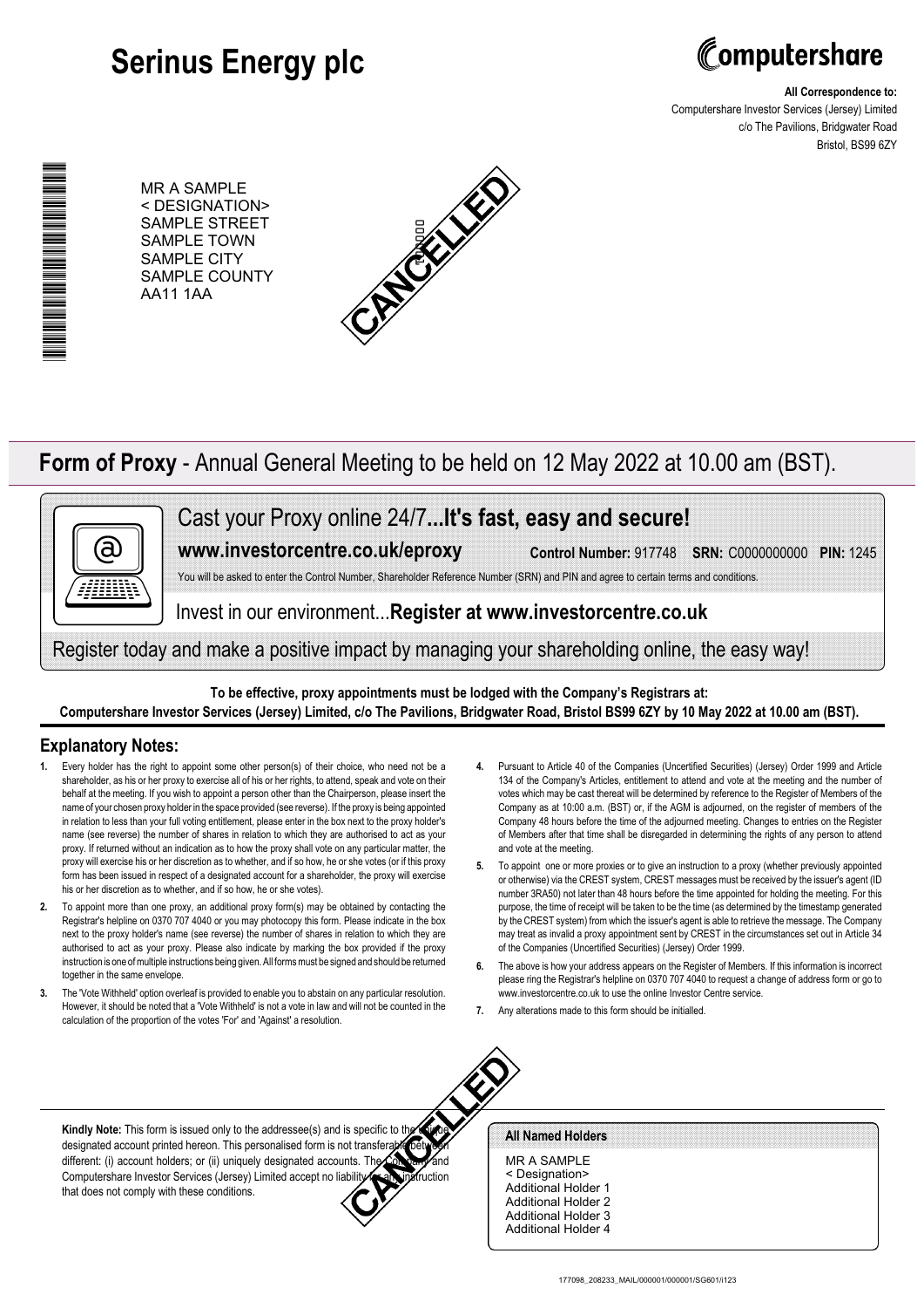# Serinus Energy plc

Computershare

**All Correspondence to:**
Computershare Investor Services (Jersey) Limited
c/o The Pavilions, Bridgwater Road
Bristol, BS99 6ZY

MR A SAMPLE
< DESIGNATION>
SAMPLE STREET
SAMPLE TOWN
SAMPLE CITY
SAMPLE COUNTY
AA11 1AA

CANCELLED

## **Form of Proxy** - Annual General Meeting to be held on 12 May 2022 at 10.00 am (BST).

Cast your Proxy online 24/7**...It's fast, easy and secure!**

**www.investorcentre.co.uk/eproxy** **Control Number:** 917748 **SRN:** C0000000000 **PIN:** 1245

You will be asked to enter the Control Number, Shareholder Reference Number (SRN) and PIN and agree to certain terms and conditions.

Invest in our environment...**Register at www.investorcentre.co.uk**

Register today and make a positive impact by managing your shareholding online, the easy way!

**To be effective, proxy appointments must be lodged with the Company's Registrars at:**
**Computershare Investor Services (Jersey) Limited, c/o The Pavilions, Bridgwater Road, Bristol BS99 6ZY by 10 May 2022 at 10.00 am (BST).**

## Explanatory Notes:

1. Every holder has the right to appoint some other person(s) of their choice, who need not be a shareholder, as his or her proxy to exercise all of his or her rights, to attend, speak and vote on their behalf at the meeting. If you wish to appoint a person other than the Chairperson, please insert the name of your chosen proxy holder in the space provided (see reverse). If the proxy is being appointed in relation to less than your full voting entitlement, please enter in the box next to the proxy holder's name (see reverse) the number of shares in relation to which they are authorised to act as your proxy. If returned without an indication as to how the proxy shall vote on any particular matter, the proxy will exercise his or her discretion as to whether, and if so how, he or she votes (or if this proxy form has been issued in respect of a designated account for a shareholder, the proxy will exercise his or her discretion as to whether, and if so how, he or she votes).
2. To appoint more than one proxy, an additional proxy form(s) may be obtained by contacting the Registrar's helpline on 0370 707 4040 or you may photocopy this form. Please indicate in the box next to the proxy holder's name (see reverse) the number of shares in relation to which they are authorised to act as your proxy. Please also indicate by marking the box provided if the proxy instruction is one of multiple instructions being given. All forms must be signed and should be returned together in the same envelope.
3. The 'Vote Withheld' option overleaf is provided to enable you to abstain on any particular resolution. However, it should be noted that a 'Vote Withheld' is not a vote in law and will not be counted in the calculation of the proportion of the votes 'For' and 'Against' a resolution.
4. Pursuant to Article 40 of the Companies (Uncertified Securities) (Jersey) Order 1999 and Article 134 of the Company's Articles, entitlement to attend and vote at the meeting and the number of votes which may be cast thereat will be determined by reference to the Register of Members of the Company as at 10:00 a.m. (BST) or, if the AGM is adjourned, on the register of members of the Company 48 hours before the time of the adjourned meeting. Changes to entries on the Register of Members after that time shall be disregarded in determining the rights of any person to attend and vote at the meeting.
5. To appoint one or more proxies or to give an instruction to a proxy (whether previously appointed or otherwise) via the CREST system, CREST messages must be received by the issuer's agent (ID number 3RA50) not later than 48 hours before the time appointed for holding the meeting. For this purpose, the time of receipt will be taken to be the time (as determined by the timestamp generated by the CREST system) from which the issuer's agent is able to retrieve the message. The Company may treat as invalid a proxy appointment sent by CREST in the circumstances set out in Article 34 of the Companies (Uncertified Securities) (Jersey) Order 1999.
6. The above is how your address appears on the Register of Members. If this information is incorrect please ring the Registrar's helpline on 0370 707 4040 to request a change of address form or go to www.investorcentre.co.uk to use the online Investor Centre service.
7. Any alterations made to this form should be initialled.

**Kindly Note:** This form is issued only to the addressee(s) and is specific to the unique designated account printed hereon. This personalised form is not transferable between different: (i) account holders; or (ii) uniquely designated accounts. The Company and Computershare Investor Services (Jersey) Limited accept no liability for any instruction that does not comply with these conditions.

CANCELLED

**All Named Holders**

MR A SAMPLE
< Designation>
Additional Holder 1
Additional Holder 2
Additional Holder 3
Additional Holder 4

177098_208233_MAIL/000001/000001/SG601/i123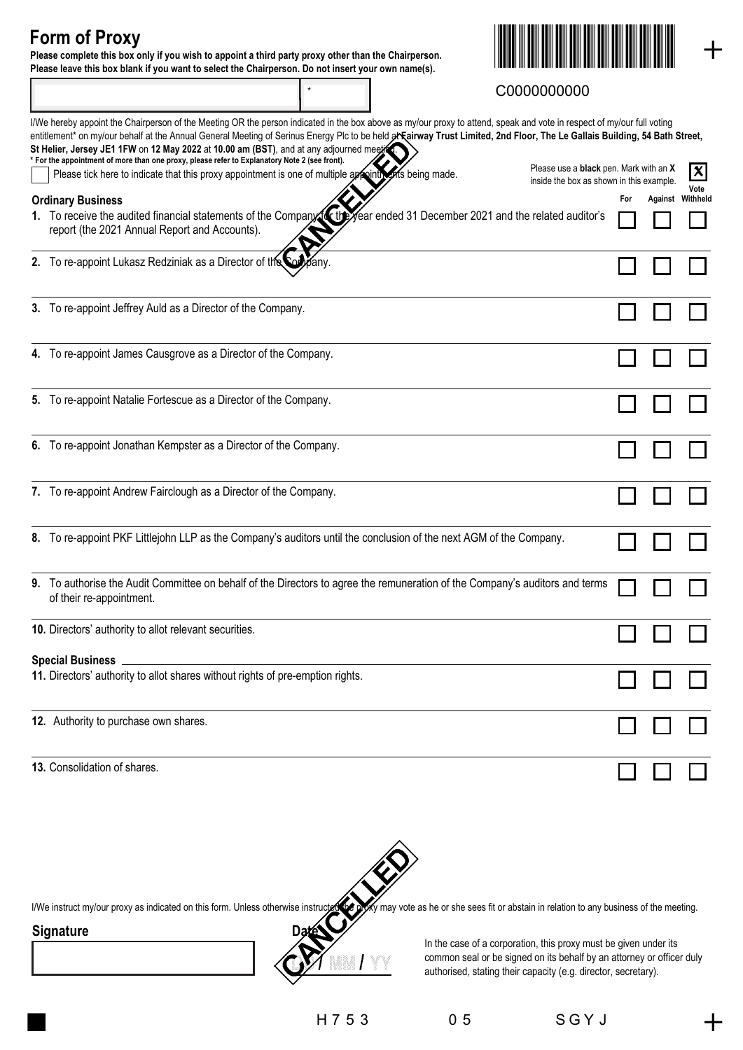# Form of Proxy

**Please complete this box only if you wish to appoint a third party proxy other than the Chairperson.**
**Please leave this box blank if you want to select the Chairperson. Do not insert your own name(s).**

| | * |
|---|---|

C0000000000

I/We hereby appoint the Chairperson of the Meeting OR the person indicated in the box above as my/our proxy to attend, speak and vote in respect of my/our full voting entitlement* on my/our behalf at the Annual General Meeting of Serinus Energy Plc to be held at **Fairway Trust Limited, 2nd Floor, The Le Gallais Building, 54 Bath Street, St Helier, Jersey JE1 1FW** on **12 May 2022** at **10.00 am (BST)**, and at any adjourned meeting.

**\* For the appointment of more than one proxy, please refer to Explanatory Note 2 (see front).**

☐ Please tick here to indicate that this proxy appointment is one of multiple appointments being made.

Please use a **black** pen. Mark with an **X** inside the box as shown in this example. ☒

CANCELLED

| | For | Against | Vote Withheld |
|---|---|---|---|
| **Ordinary Business** | | | |
| **1.** To receive the audited financial statements of the Company for the year ended 31 December 2021 and the related auditor's report (the 2021 Annual Report and Accounts). | ☐ | ☐ | ☐ |
| **2.** To re-appoint Lukasz Redziniak as a Director of the Company. | ☐ | ☐ | ☐ |
| **3.** To re-appoint Jeffrey Auld as a Director of the Company. | ☐ | ☐ | ☐ |
| **4.** To re-appoint James Causgrove as a Director of the Company. | ☐ | ☐ | ☐ |
| **5.** To re-appoint Natalie Fortescue as a Director of the Company. | ☐ | ☐ | ☐ |
| **6.** To re-appoint Jonathan Kempster as a Director of the Company. | ☐ | ☐ | ☐ |
| **7.** To re-appoint Andrew Fairclough as a Director of the Company. | ☐ | ☐ | ☐ |
| **8.** To re-appoint PKF Littlejohn LLP as the Company's auditors until the conclusion of the next AGM of the Company. | ☐ | ☐ | ☐ |
| **9.** To authorise the Audit Committee on behalf of the Directors to agree the remuneration of the Company's auditors and terms of their re-appointment. | ☐ | ☐ | ☐ |
| **10.** Directors' authority to allot relevant securities. | ☐ | ☐ | ☐ |
| **Special Business** | | | |
| **11.** Directors' authority to allot shares without rights of pre-emption rights. | ☐ | ☐ | ☐ |
| **12.** Authority to purchase own shares. | ☐ | ☐ | ☐ |
| **13.** Consolidation of shares. | ☐ | ☐ | ☐ |

I/We instruct my/our proxy as indicated on this form. Unless otherwise instructed the proxy may vote as he or she sees fit or abstain in relation to any business of the meeting.

CANCELLED

**Signature**

**Date**

DD / MM / YY

In the case of a corporation, this proxy must be given under its common seal or be signed on its behalf by an attorney or officer duly authorised, stating their capacity (e.g. director, secretary).

H753 05 SGYJ